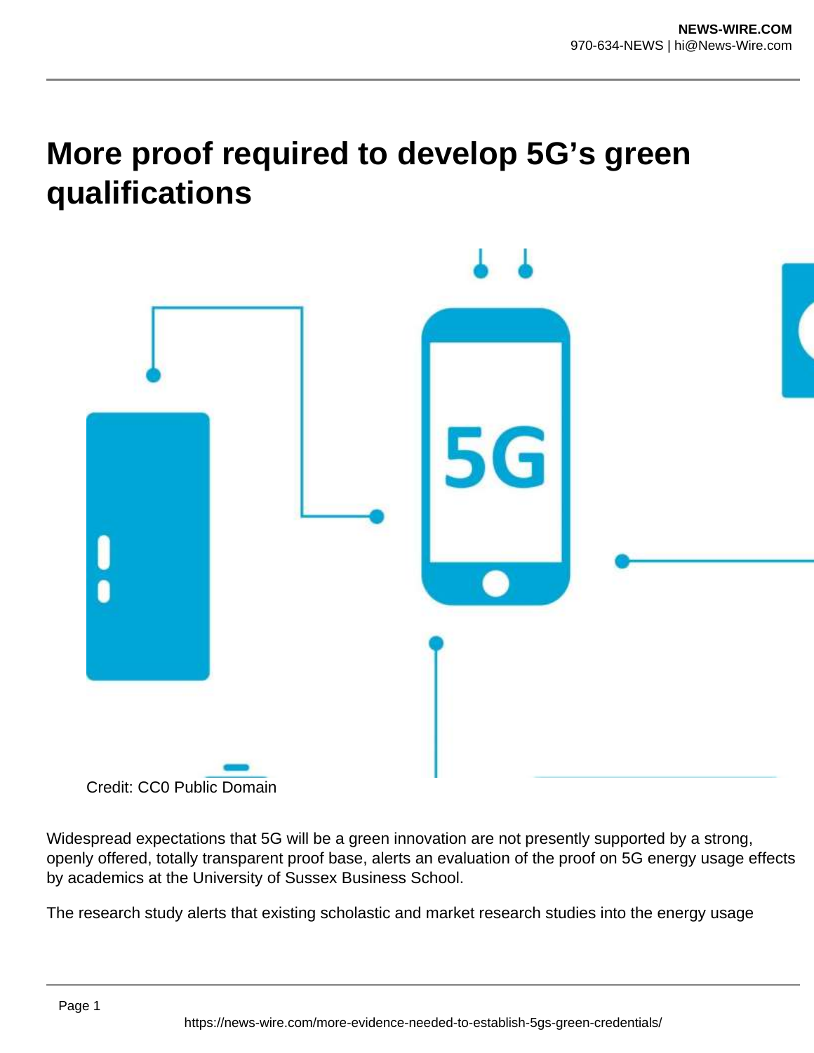# More proof required to develop 5G's green qualifications

Credit: CC0 Public Domain

Widespread expectations that 5G will be a green innovation are not presently supported by a strong, openly offered, totally transparent proof base, alerts an evaluation of the proof on 5G energy usage effects by academics at the University of Sussex Business School.

The research study alerts that existing scholastic and market research studies into the energy usage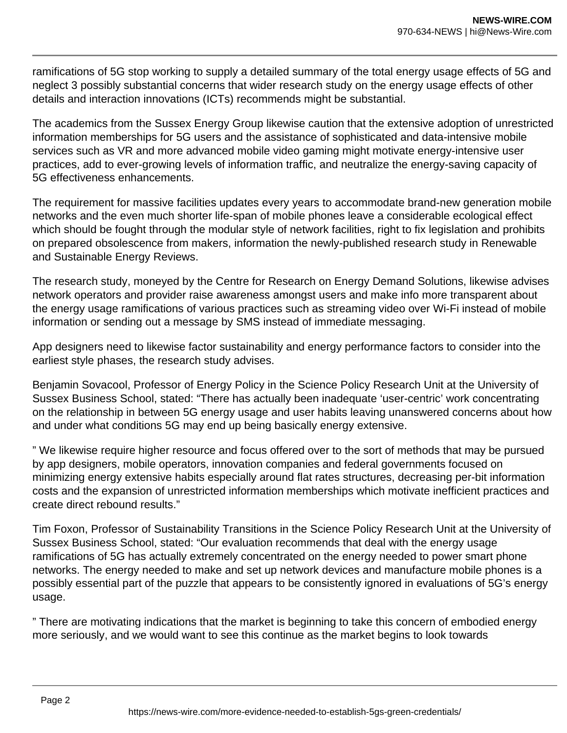ramifications of 5G stop working to supply a detailed summary of the total energy usage effects of 5G and neglect 3 possibly substantial concerns that wider research study on the energy usage effects of other details and interaction innovations (ICTs) recommends might be substantial.

The academics from the Sussex Energy Group likewise caution that the extensive adoption of unrestricted information memberships for 5G users and the assistance of sophisticated and data-intensive mobile services such as VR and more advanced mobile video gaming might motivate energy-intensive user practices, add to ever-growing levels of information traffic, and neutralize the energy-saving capacity of 5G effectiveness enhancements.

The requirement for massive facilities updates every years to accommodate brand-new generation mobile networks and the even much shorter life-span of mobile phones leave a considerable ecological effect which should be fought through the modular style of network facilities, right to fix legislation and prohibits on prepared obsolescence from makers, information the newly-published research study in Renewable and Sustainable Energy Reviews.

The research study, moneyed by the Centre for Research on Energy Demand Solutions, likewise advises network operators and provider raise awareness amongst users and make info more transparent about the energy usage ramifications of various practices such as streaming video over Wi-Fi instead of mobile information or sending out a message by SMS instead of immediate messaging.

App designers need to likewise factor sustainability and energy performance factors to consider into the earliest style phases, the research study advises.

Benjamin Sovacool, Professor of Energy Policy in the Science Policy Research Unit at the University of Sussex Business School, stated: “There has actually been inadequate ‘user-centric’ work concentrating on the relationship in between 5G energy usage and user habits leaving unanswered concerns about how and under what conditions 5G may end up being basically energy extensive.

” We likewise require higher resource and focus offered over to the sort of methods that may be pursued by app designers, mobile operators, innovation companies and federal governments focused on minimizing energy extensive habits especially around flat rates structures, decreasing per-bit information costs and the expansion of unrestricted information memberships which motivate inefficient practices and create direct rebound results.”

Tim Foxon, Professor of Sustainability Transitions in the Science Policy Research Unit at the University of Sussex Business School, stated: “Our evaluation recommends that deal with the energy usage ramifications of 5G has actually extremely concentrated on the energy needed to power smart phone networks. The energy needed to make and set up network devices and manufacture mobile phones is a possibly essential part of the puzzle that appears to be consistently ignored in evaluations of 5G’s energy usage.

” There are motivating indications that the market is beginning to take this concern of embodied energy more seriously, and we would want to see this continue as the market begins to look towards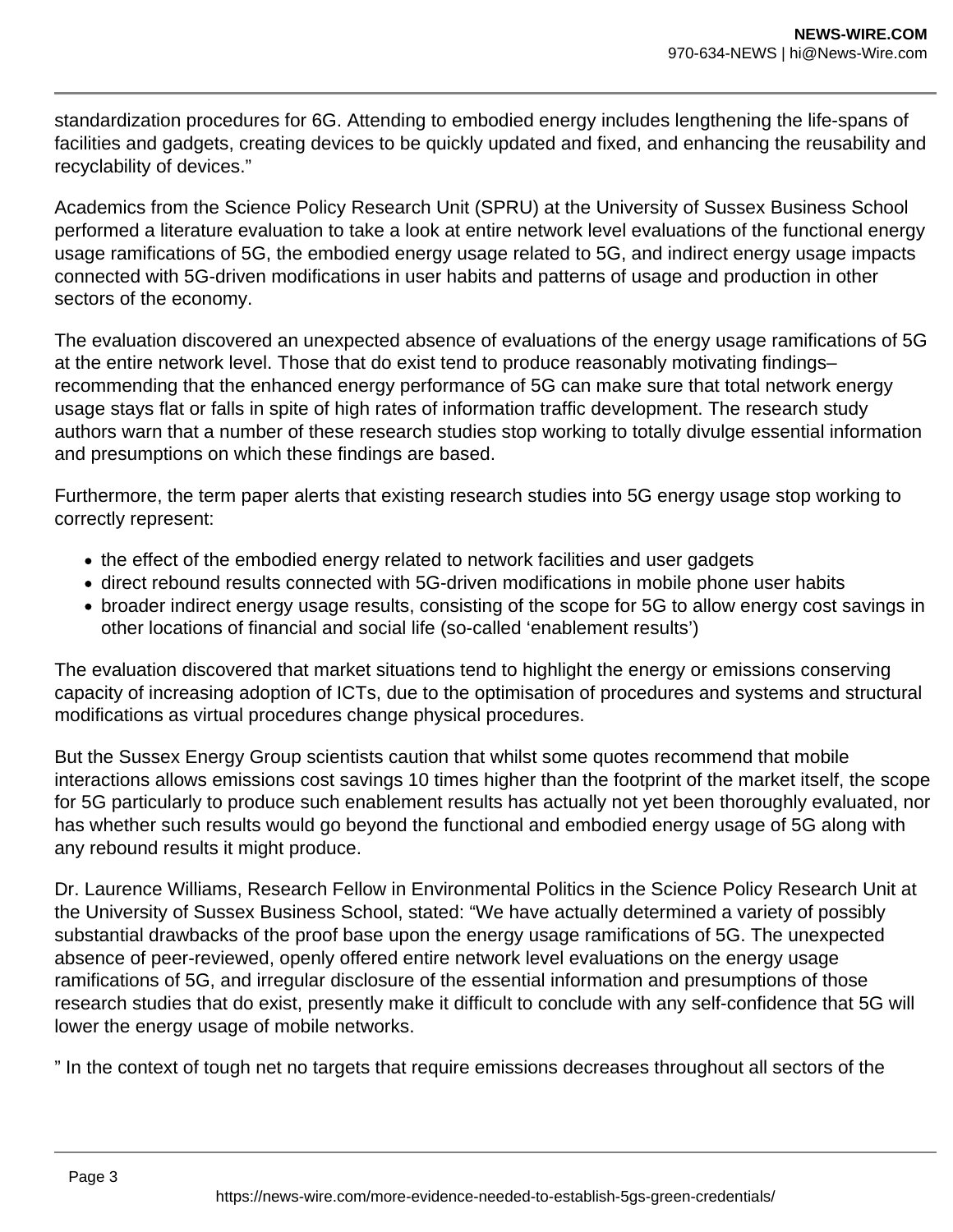standardization procedures for 6G. Attending to embodied energy includes lengthening the life-spans of facilities and gadgets, creating devices to be quickly updated and fixed, and enhancing the reusability and recyclability of devices."

Academics from the Science Policy Research Unit (SPRU) at the University of Sussex Business School performed a literature evaluation to take a look at entire network level evaluations of the functional energy usage ramifications of 5G, the embodied energy usage related to 5G, and indirect energy usage impacts connected with 5G-driven modifications in user habits and patterns of usage and production in other sectors of the economy.

The evaluation discovered an unexpected absence of evaluations of the energy usage ramifications of 5G at the entire network level. Those that do exist tend to produce reasonably motivating findings– recommending that the enhanced energy performance of 5G can make sure that total network energy usage stays flat or falls in spite of high rates of information traffic development. The research study authors warn that a number of these research studies stop working to totally divulge essential information and presumptions on which these findings are based.

Furthermore, the term paper alerts that existing research studies into 5G energy usage stop working to correctly represent:

- the effect of the embodied energy related to network facilities and user gadgets
- direct rebound results connected with 5G-driven modifications in mobile phone user habits
- broader indirect energy usage results, consisting of the scope for 5G to allow energy cost savings in other locations of financial and social life (so-called 'enablement results')

The evaluation discovered that market situations tend to highlight the energy or emissions conserving capacity of increasing adoption of ICTs, due to the optimisation of procedures and systems and structural modifications as virtual procedures change physical procedures.

But the Sussex Energy Group scientists caution that whilst some quotes recommend that mobile interactions allows emissions cost savings 10 times higher than the footprint of the market itself, the scope for 5G particularly to produce such enablement results has actually not yet been thoroughly evaluated, nor has whether such results would go beyond the functional and embodied energy usage of 5G along with any rebound results it might produce.

Dr. Laurence Williams, Research Fellow in Environmental Politics in the Science Policy Research Unit at the University of Sussex Business School, stated: "We have actually determined a variety of possibly substantial drawbacks of the proof base upon the energy usage ramifications of 5G. The unexpected absence of peer-reviewed, openly offered entire network level evaluations on the energy usage ramifications of 5G, and irregular disclosure of the essential information and presumptions of those research studies that do exist, presently make it difficult to conclude with any self-confidence that 5G will lower the energy usage of mobile networks.

" In the context of tough net no targets that require emissions decreases throughout all sectors of the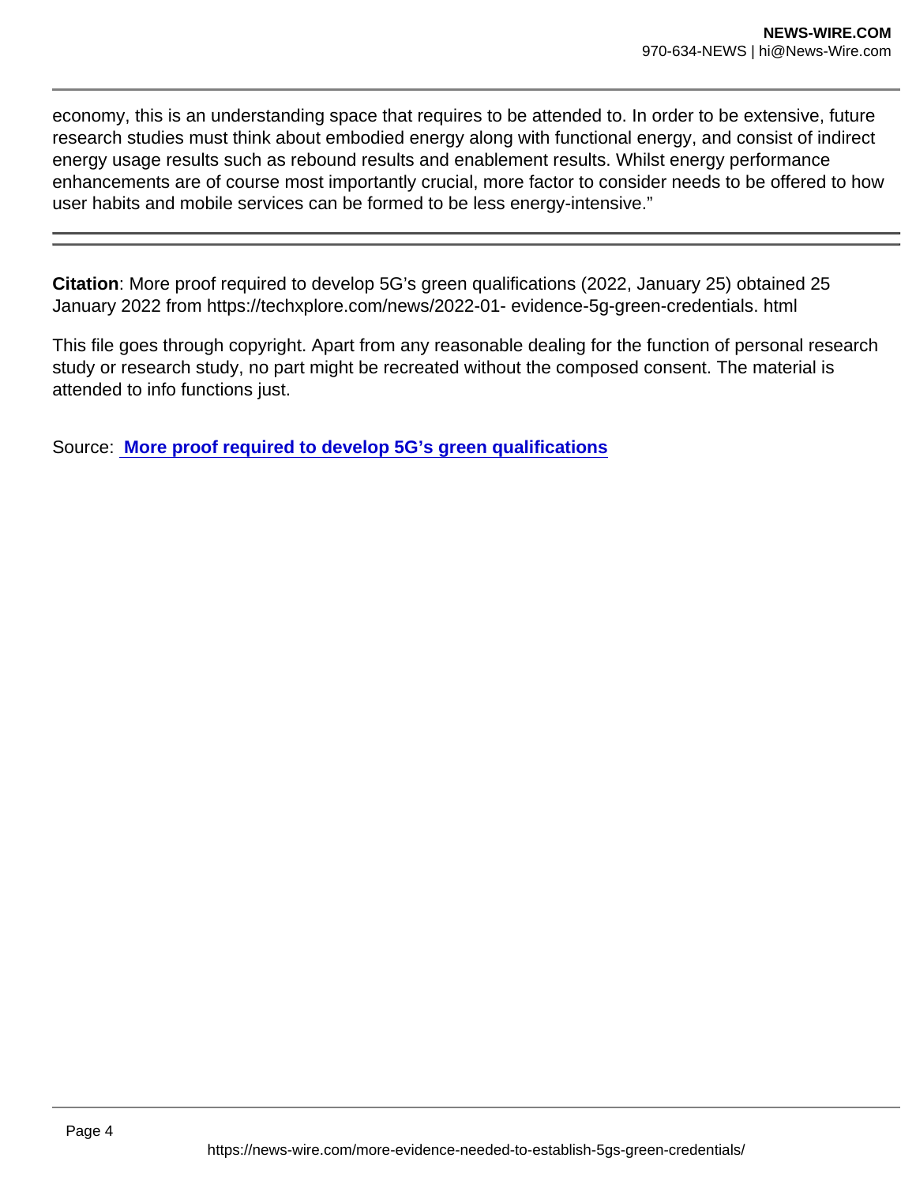economy, this is an understanding space that requires to be attended to. In order to be extensive, future research studies must think about embodied energy along with functional energy, and consist of indirect energy usage results such as rebound results and enablement results. Whilst energy performance enhancements are of course most importantly crucial, more factor to consider needs to be offered to how user habits and mobile services can be formed to be less energy-intensive."

---

**Citation**: More proof required to develop 5G's green qualifications (2022, January 25) obtained 25 January 2022 from https://techxplore.com/news/2022-01- evidence-5g-green-credentials. html

This file goes through copyright. Apart from any reasonable dealing for the function of personal research study or research study, no part might be recreated without the composed consent. The material is attended to info functions just.

Source: **More proof required to develop 5G's green qualifications**